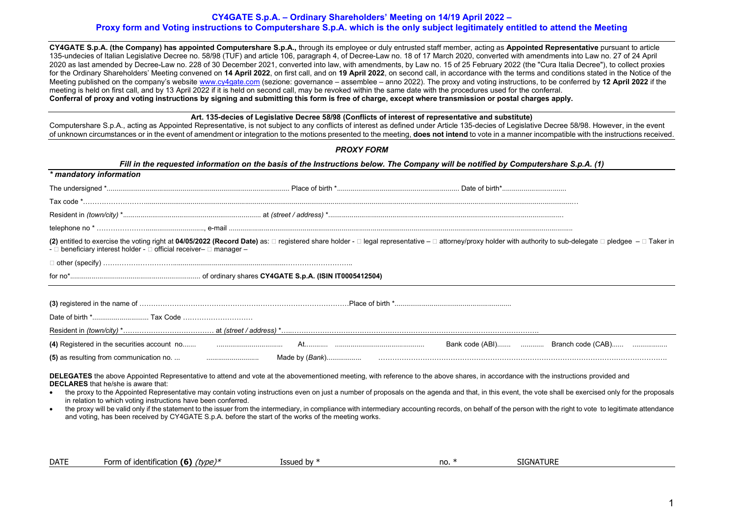# CY4GATE S.p.A. – Ordinary Shareholders' Meeting on 14/19 April 2022 –
## Proxy form and Voting instructions to Computershare S.p.A. which is the only subject legitimately entitled to attend the Meeting

**CY4GATE S.p.A. (the Company) has appointed Computershare S.p.A.,** through its employee or duly entrusted staff member, acting as **Appointed Representative** pursuant to article 135-undecies of Italian Legislative Decree no. 58/98 (TUF) and article 106, paragraph 4, of Decree-Law no. 18 of 17 March 2020, converted with amendments into Law no. 27 of 24 April 2020 as last amended by Decree-Law no. 228 of 30 December 2021, converted into law, with amendments, by Law no. 15 of 25 February 2022 (the "Cura Italia Decree"), to collect proxies for the Ordinary Shareholders' Meeting convened on **14 April 2022**, on first call, and on **19 April 2022**, on second call, in accordance with the terms and conditions stated in the Notice of the Meeting published on the company's website www.cy4gate.com (sezione: governance – assemblee – anno 2022). The proxy and voting instructions, to be conferred by **12 April 2022** if the meeting is held on first call, and by 13 April 2022 if it is held on second call, may be revoked within the same date with the procedures used for the conferral.
**Conferral of proxy and voting instructions by signing and submitting this form is free of charge, except where transmission or postal charges apply.**

**Art. 135-decies of Legislative Decree 58/98 (Conflicts of interest of representative and substitute)**
Computershare S.p.A., acting as Appointed Representative, is not subject to any conflicts of interest as defined under Article 135-decies of Legislative Decree 58/98. However, in the event of unknown circumstances or in the event of amendment or integration to the motions presented to the meeting, **does not intend** to vote in a manner incompatible with the instructions received.

### *PROXY FORM*

***Fill in the requested information on the basis of the Instructions below. The Company will be notified by Computershare S.p.A. (1)***

***\* mandatory information***

The undersigned \*............................................................................................ Place of birth \*.............................................................. Date of birth\*.................................

Tax code \*……………………….........................................................................................................................................................................................................

Resident in *(town/city)* \*....................................................................... at *(street / address)* \*........................................................................................................................

telephone no \* …………………............................., e-mail ..............................................................................................................................................................................

**(2)** entitled to exercise the voting right at **04/05/2022 (Record Date)** as: □ registered share holder - □ legal representative – □ attorney/proxy holder with authority to sub-delegate □ pledgee – □ Taker in - □ beneficiary interest holder - □ official receiver– □ manager –

□ other (specify) ……………………………....................................................................……………………..

for no\*................................................................... of ordinary shares **CY4GATE S.p.A. (ISIN IT0005412504)**

**(3)** registered in the name of ……………………………………………………………………………Place of birth \*...........................................................

Date of birth \*............................ Tax Code …………………………

Resident in *(town/city)* \*………………………………… at *(street / address)* \*…..………………………………………………………………………………………….

**(4)** Registered in the securities account no....... .................................. At............ ............................................. Bank code (ABI)....... ............ Branch code (CAB)...... ..................

**(5)** as resulting from communication no. ... ........................... Made by (*Bank*).................. ……………………………………………………………………………………………………….

**DELEGATES** the above Appointed Representative to attend and vote at the abovementioned meeting, with reference to the above shares, in accordance with the instructions provided and
**DECLARES** that he/she is aware that:

- the proxy to the Appointed Representative may contain voting instructions even on just a number of proposals on the agenda and that, in this event, the vote shall be exercised only for the proposals in relation to which voting instructions have been conferred.
- the proxy will be valid only if the statement to the issuer from the intermediary, in compliance with intermediary accounting records, on behalf of the person with the right to vote to legitimate attendance and voting, has been received by CY4GATE S.p.A. before the start of the works of the meeting works.

| DATE | Form of identification **(6)** *(type)\** | Issued by \* | no. \* | SIGNATURE |
|---|---|---|---|---|
| | | | | |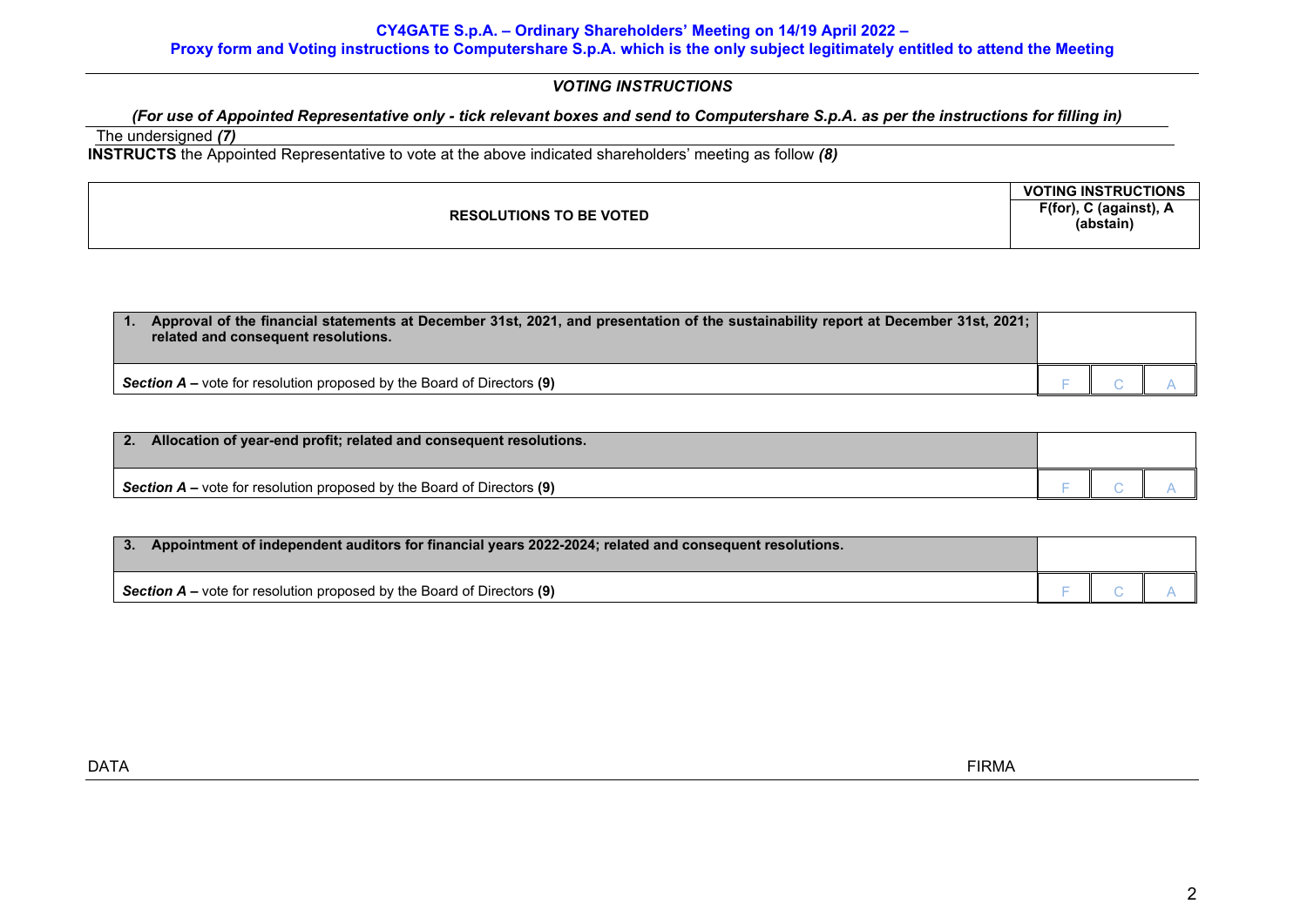**CY4GATE S.p.A. – Ordinary Shareholders' Meeting on 14/19 April 2022 –**
**Proxy form and Voting instructions to Computershare S.p.A. which is the only subject legitimately entitled to attend the Meeting**

## *VOTING INSTRUCTIONS*

***(For use of Appointed Representative only - tick relevant boxes and send to Computershare S.p.A. as per the instructions for filling in)***

The undersigned ***(7)***

**INSTRUCTS** the Appointed Representative to vote at the above indicated shareholders' meeting as follow ***(8)***

| RESOLUTIONS TO BE VOTED | VOTING INSTRUCTIONS<br>F(for), C (against), A (abstain) | | |
|---|---|---|---|
| **1. Approval of the financial statements at December 31st, 2021, and presentation of the sustainability report at December 31st, 2021; related and consequent resolutions.** | | | |
| ***Section A*** **–** vote for resolution proposed by the Board of Directors **(9)** | F | C | A |
| **2. Allocation of year-end profit; related and consequent resolutions.** | | | |
| ***Section A*** **–** vote for resolution proposed by the Board of Directors **(9)** | F | C | A |
| **3. Appointment of independent auditors for financial years 2022-2024; related and consequent resolutions.** | | | |
| ***Section A*** **–** vote for resolution proposed by the Board of Directors **(9)** | F | C | A |

DATA FIRMA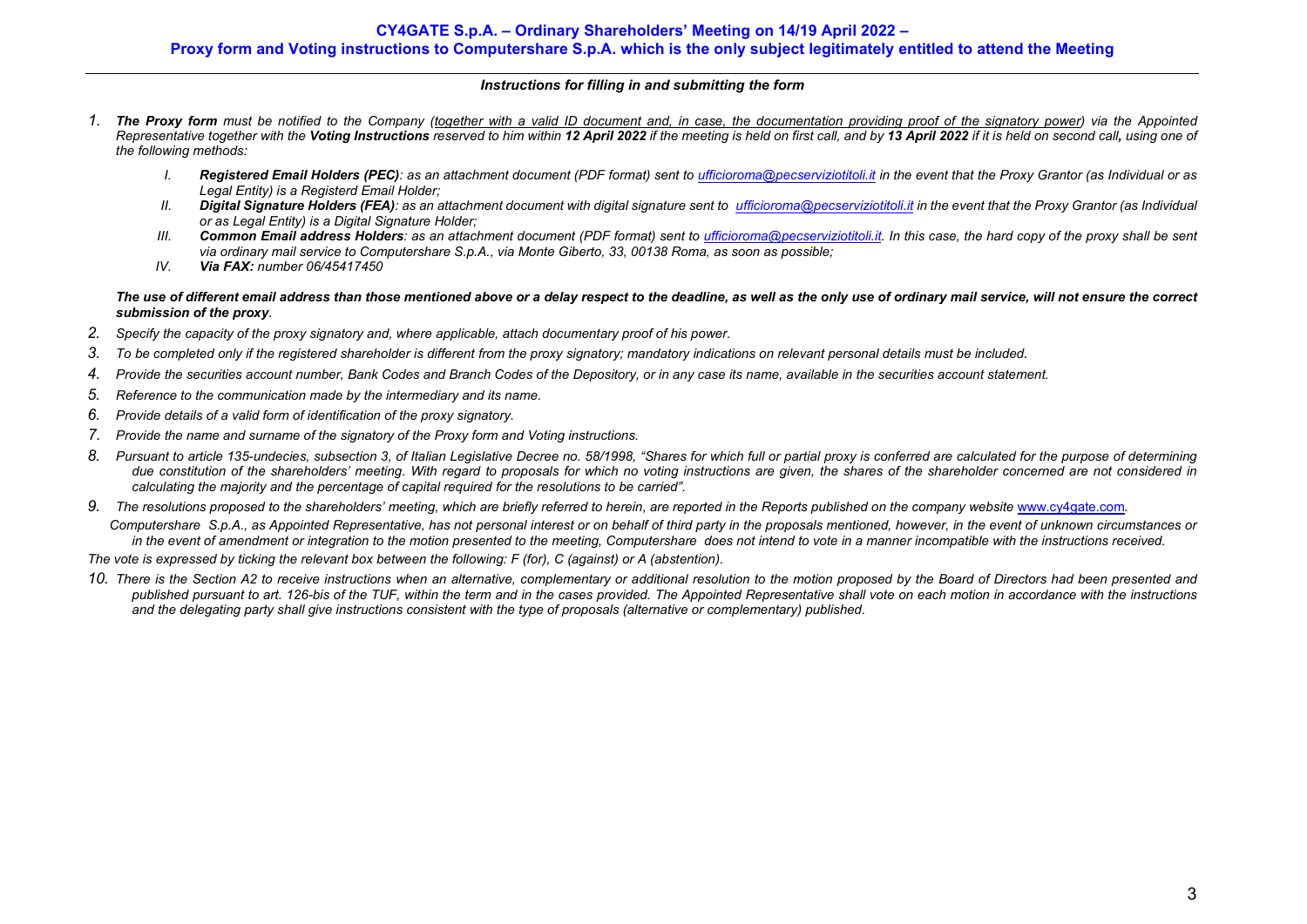**CY4GATE S.p.A. – Ordinary Shareholders' Meeting on 14/19 April 2022 –**
**Proxy form and Voting instructions to Computershare S.p.A. which is the only subject legitimately entitled to attend the Meeting**

***Instructions for filling in and submitting the form***

1. ***The Proxy form*** *must be notified to the Company (together with a valid ID document and, in case, the documentation providing proof of the signatory power) via the Appointed Representative together with the* ***Voting Instructions*** *reserved to him within* ***12 April 2022*** *if the meeting is held on first call, and by* ***13 April 2022*** *if it is held on second call****,*** *using one of the following methods:*
   - I. ***Registered Email Holders (PEC)****: as an attachment document (PDF format) sent to ufficioroma@pecserviziotitoli.it in the event that the Proxy Grantor (as Individual or as Legal Entity) is a Registerd Email Holder;*
   - II. ***Digital Signature Holders (FEA)****: as an attachment document with digital signature sent to ufficioroma@pecserviziotitoli.it in the event that the Proxy Grantor (as Individual or as Legal Entity) is a Digital Signature Holder;*
   - III. ***Common Email address Holders****: as an attachment document (PDF format) sent to ufficioroma@pecserviziotitoli.it. In this case, the hard copy of the proxy shall be sent via ordinary mail service to Computershare S.p.A., via Monte Giberto, 33, 00138 Roma, as soon as possible;*
   - IV. ***Via FAX:*** *number 06/45417450*

   ***The use of different email address than those mentioned above or a delay respect to the deadline, as well as the only use of ordinary mail service, will not ensure the correct submission of the proxy****.*
2. *Specify the capacity of the proxy signatory and, where applicable, attach documentary proof of his power.*
3. *To be completed only if the registered shareholder is different from the proxy signatory; mandatory indications on relevant personal details must be included.*
4. *Provide the securities account number, Bank Codes and Branch Codes of the Depository, or in any case its name, available in the securities account statement.*
5. *Reference to the communication made by the intermediary and its name.*
6. *Provide details of a valid form of identification of the proxy signatory.*
7. *Provide the name and surname of the signatory of the Proxy form and Voting instructions.*
8. *Pursuant to article 135-undecies, subsection 3, of Italian Legislative Decree no. 58/1998, "Shares for which full or partial proxy is conferred are calculated for the purpose of determining due constitution of the shareholders' meeting. With regard to proposals for which no voting instructions are given, the shares of the shareholder concerned are not considered in calculating the majority and the percentage of capital required for the resolutions to be carried".*
9. *The resolutions proposed to the shareholders' meeting, which are briefly referred to herein, are reported in the Reports published on the company website www.cy4gate.com.*

   *Computershare S.p.A., as Appointed Representative, has not personal interest or on behalf of third party in the proposals mentioned, however, in the event of unknown circumstances or in the event of amendment or integration to the motion presented to the meeting, Computershare does not intend to vote in a manner incompatible with the instructions received.*

*The vote is expressed by ticking the relevant box between the following: F (for), C (against) or A (abstention).*

10. *There is the Section A2 to receive instructions when an alternative, complementary or additional resolution to the motion proposed by the Board of Directors had been presented and published pursuant to art. 126-bis of the TUF, within the term and in the cases provided. The Appointed Representative shall vote on each motion in accordance with the instructions and the delegating party shall give instructions consistent with the type of proposals (alternative or complementary) published.*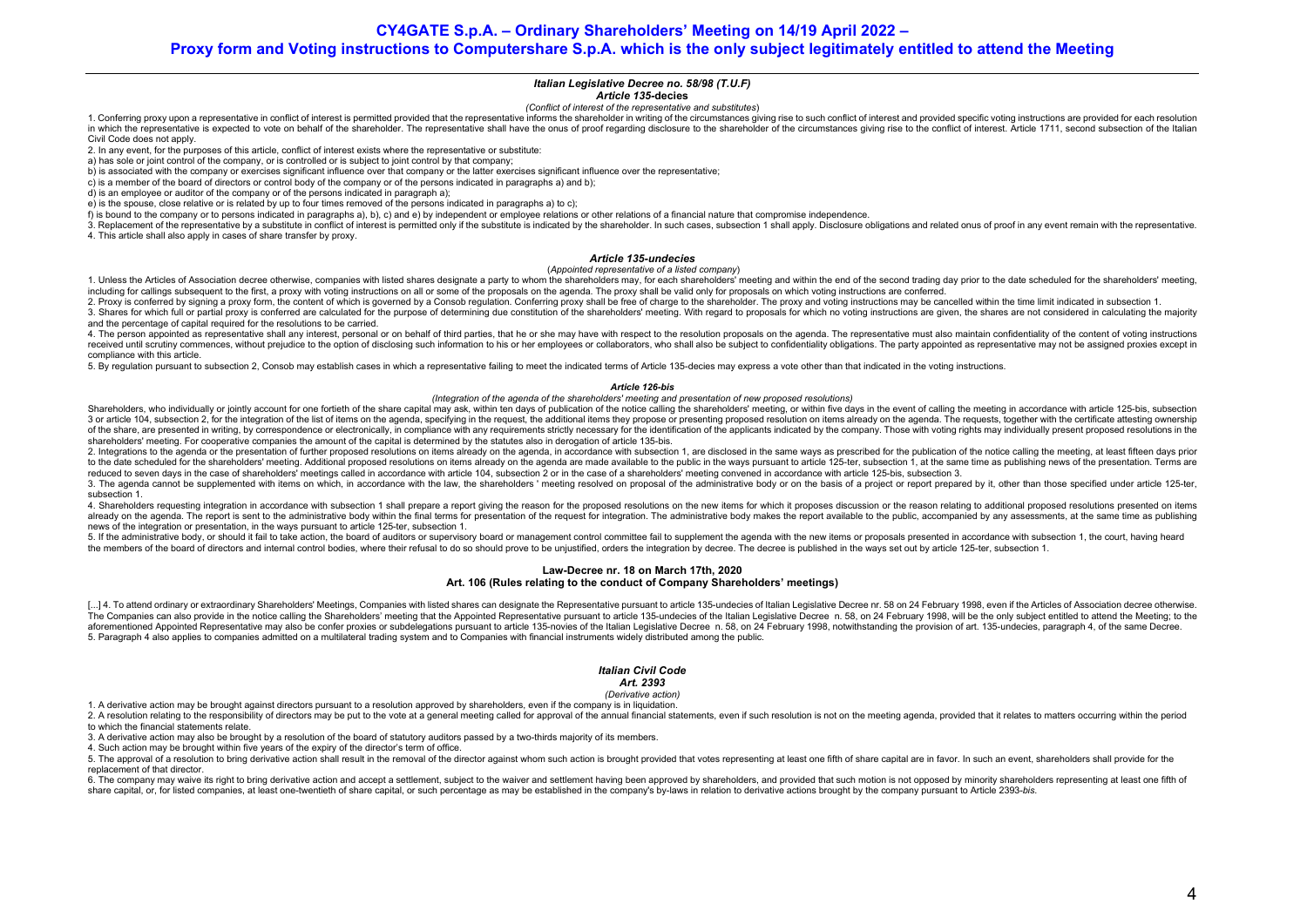# CY4GATE S.p.A. – Ordinary Shareholders' Meeting on 14/19 April 2022 –
## Proxy form and Voting instructions to Computershare S.p.A. which is the only subject legitimately entitled to attend the Meeting

### *Italian Legislative Decree no. 58/98 (T.U.F)*
### *Article 135-decies*
*(Conflict of interest of the representative and substitutes)*

1. Conferring proxy upon a representative in conflict of interest is permitted provided that the representative informs the shareholder in writing of the circumstances giving rise to such conflict of interest and provided specific voting instructions are provided for each resolution in which the representative is expected to vote on behalf of the shareholder. The representative shall have the onus of proof regarding disclosure to the shareholder of the circumstances giving rise to the conflict of interest. Article 1711, second subsection of the Italian Civil Code does not apply.

2. In any event, for the purposes of this article, conflict of interest exists where the representative or substitute:

a) has sole or joint control of the company, or is controlled or is subject to joint control by that company;

b) is associated with the company or exercises significant influence over that company or the latter exercises significant influence over the representative;

c) is a member of the board of directors or control body of the company or of the persons indicated in paragraphs a) and b);

d) is an employee or auditor of the company or of the persons indicated in paragraph a);

e) is the spouse, close relative or is related by up to four times removed of the persons indicated in paragraphs a) to c);

f) is bound to the company or to persons indicated in paragraphs a), b), c) and e) by independent or employee relations or other relations of a financial nature that compromise independence.

3. Replacement of the representative by a substitute in conflict of interest is permitted only if the substitute is indicated by the shareholder. In such cases, subsection 1 shall apply. Disclosure obligations and related onus of proof in any event remain with the representative.

4. This article shall also apply in cases of share transfer by proxy.

### *Article 135-undecies*
(*Appointed representative of a listed company*)

1. Unless the Articles of Association decree otherwise, companies with listed shares designate a party to whom the shareholders may, for each shareholders' meeting and within the end of the second trading day prior to the date scheduled for the shareholders' meeting, including for callings subsequent to the first, a proxy with voting instructions on all or some of the proposals on the agenda. The proxy shall be valid only for proposals on which voting instructions are conferred.

2. Proxy is conferred by signing a proxy form, the content of which is governed by a Consob regulation. Conferring proxy shall be free of charge to the shareholder. The proxy and voting instructions may be cancelled within the time limit indicated in subsection 1.

3. Shares for which full or partial proxy is conferred are calculated for the purpose of determining due constitution of the shareholders' meeting. With regard to proposals for which no voting instructions are given, the shares are not considered in calculating the majority and the percentage of capital required for the resolutions to be carried.

4. The person appointed as representative shall any interest, personal or on behalf of third parties, that he or she may have with respect to the resolution proposals on the agenda. The representative must also maintain confidentiality of the content of voting instructions received until scrutiny commences, without prejudice to the option of disclosing such information to his or her employees or collaborators, who shall also be subject to confidentiality obligations. The party appointed as representative may not be assigned proxies except in compliance with this article.

5. By regulation pursuant to subsection 2, Consob may establish cases in which a representative failing to meet the indicated terms of Article 135-decies may express a vote other than that indicated in the voting instructions.

### *Article 126-bis*
*(Integration of the agenda of the shareholders' meeting and presentation of new proposed resolutions)*

Shareholders, who individually or jointly account for one fortieth of the share capital may ask, within ten days of publication of the notice calling the shareholders' meeting, or within five days in the event of calling the meeting in accordance with article 125-bis, subsection 3 or article 104, subsection 2, for the integration of the list of items on the agenda, specifying in the request, the additional items they propose or presenting proposed resolution on items already on the agenda. The requests, together with the certificate attesting ownership of the share, are presented in writing, by correspondence or electronically, in compliance with any requirements strictly necessary for the identification of the applicants indicated by the company. Those with voting rights may individually present proposed resolutions in the shareholders' meeting. For cooperative companies the amount of the capital is determined by the statutes also in derogation of article 135-bis.

2. Integrations to the agenda or the presentation of further proposed resolutions on items already on the agenda, in accordance with subsection 1, are disclosed in the same ways as prescribed for the publication of the notice calling the meeting, at least fifteen days prior to the date scheduled for the shareholders' meeting. Additional proposed resolutions on items already on the agenda are made available to the public in the ways pursuant to article 125-ter, subsection 1, at the same time as publishing news of the presentation. Terms are reduced to seven days in the case of shareholders' meetings called in accordance with article 104, subsection 2 or in the case of a shareholders' meeting convened in accordance with article 125-bis, subsection 3.

3. The agenda cannot be supplemented with items on which, in accordance with the law, the shareholders ' meeting resolved on proposal of the administrative body or on the basis of a project or report prepared by it, other than those specified under article 125-ter, subsection 1.

4. Shareholders requesting integration in accordance with subsection 1 shall prepare a report giving the reason for the proposed resolutions on the new items for which it proposes discussion or the reason relating to additional proposed resolutions presented on items already on the agenda. The report is sent to the administrative body within the final terms for presentation of the request for integration. The administrative body makes the report available to the public, accompanied by any assessments, at the same time as publishing news of the integration or presentation, in the ways pursuant to article 125-ter, subsection 1.

5. If the administrative body, or should it fail to take action, the board of auditors or supervisory board or management control committee fail to supplement the agenda with the new items or proposals presented in accordance with subsection 1, the court, having heard the members of the board of directors and internal control bodies, where their refusal to do so should prove to be unjustified, orders the integration by decree. The decree is published in the ways set out by article 125-ter, subsection 1.

### Law-Decree nr. 18 on March 17th, 2020
### Art. 106 (Rules relating to the conduct of Company Shareholders' meetings)

[...] 4. To attend ordinary or extraordinary Shareholders' Meetings, Companies with listed shares can designate the Representative pursuant to article 135-undecies of Italian Legislative Decree nr. 58 on 24 February 1998, even if the Articles of Association decree otherwise. The Companies can also provide in the notice calling the Shareholders' meeting that the Appointed Representative pursuant to article 135-undecies of the Italian Legislative Decree n. 58, on 24 February 1998, will be the only subject entitled to attend the Meeting; to the aforementioned Appointed Representative may also be confer proxies or subdelegations pursuant to article 135-novies of the Italian Legislative Decree n. 58, on 24 February 1998, notwithstanding the provision of art. 135-undecies, paragraph 4, of the same Decree.

5. Paragraph 4 also applies to companies admitted on a multilateral trading system and to Companies with financial instruments widely distributed among the public.

### *Italian Civil Code*
### *Art. 2393*
*(Derivative action)*

1. A derivative action may be brought against directors pursuant to a resolution approved by shareholders, even if the company is in liquidation.

2. A resolution relating to the responsibility of directors may be put to the vote at a general meeting called for approval of the annual financial statements, even if such resolution is not on the meeting agenda, provided that it relates to matters occurring within the period to which the financial statements relate.

3. A derivative action may also be brought by a resolution of the board of statutory auditors passed by a two-thirds majority of its members.

4. Such action may be brought within five years of the expiry of the director's term of office.

5. The approval of a resolution to bring derivative action shall result in the removal of the director against whom such action is brought provided that votes representing at least one fifth of share capital are in favor. In such an event, shareholders shall provide for the replacement of that director.

6. The company may waive its right to bring derivative action and accept a settlement, subject to the waiver and settlement having been approved by shareholders, and provided that such motion is not opposed by minority shareholders representing at least one fifth of share capital, or, for listed companies, at least one-twentieth of share capital, or such percentage as may be established in the company's by-laws in relation to derivative actions brought by the company pursuant to Article 2393-*bis*.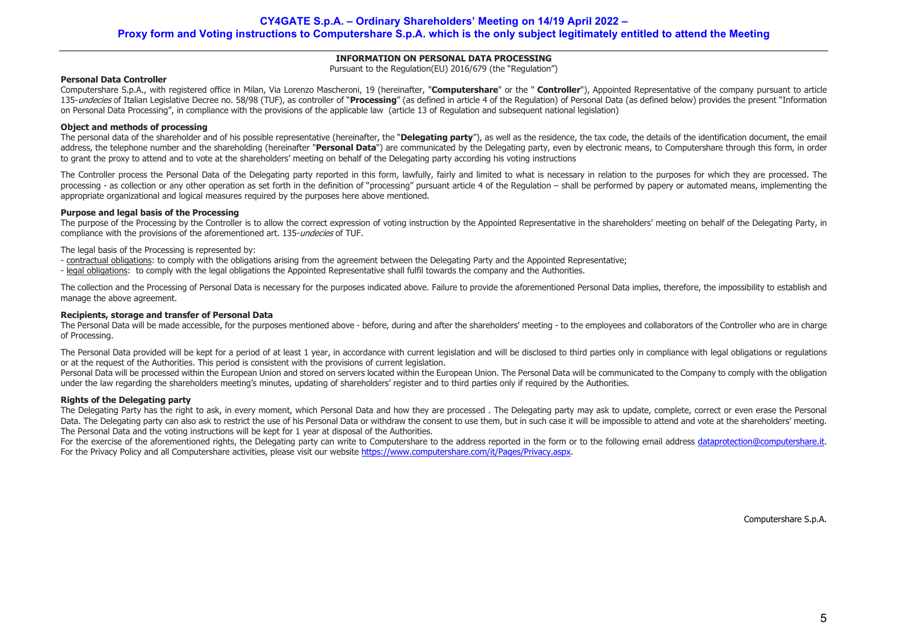# INFORMATION ON PERSONAL DATA PROCESSING

Pursuant to the Regulation(EU) 2016/679 (the "Regulation")

**Personal Data Controller**

Computershare S.p.A., with registered office in Milan, Via Lorenzo Mascheroni, 19 (hereinafter, "**Computershare**" or the " **Controller**"), Appointed Representative of the company pursuant to article 135-*undecies* of Italian Legislative Decree no. 58/98 (TUF), as controller of "**Processing**" (as defined in article 4 of the Regulation) of Personal Data (as defined below) provides the present "Information on Personal Data Processing", in compliance with the provisions of the applicable law (article 13 of Regulation and subsequent national legislation)

**Object and methods of processing**

The personal data of the shareholder and of his possible representative (hereinafter, the "**Delegating party**"), as well as the residence, the tax code, the details of the identification document, the email address, the telephone number and the shareholding (hereinafter "**Personal Data**") are communicated by the Delegating party, even by electronic means, to Computershare through this form, in order to grant the proxy to attend and to vote at the shareholders' meeting on behalf of the Delegating party according his voting instructions

The Controller process the Personal Data of the Delegating party reported in this form, lawfully, fairly and limited to what is necessary in relation to the purposes for which they are processed. The processing - as collection or any other operation as set forth in the definition of "processing" pursuant article 4 of the Regulation – shall be performed by papery or automated means, implementing the appropriate organizational and logical measures required by the purposes here above mentioned.

**Purpose and legal basis of the Processing**

The purpose of the Processing by the Controller is to allow the correct expression of voting instruction by the Appointed Representative in the shareholders' meeting on behalf of the Delegating Party, in compliance with the provisions of the aforementioned art. 135-*undecies* of TUF.

The legal basis of the Processing is represented by:

- contractual obligations: to comply with the obligations arising from the agreement between the Delegating Party and the Appointed Representative;
- legal obligations: to comply with the legal obligations the Appointed Representative shall fulfil towards the company and the Authorities.

The collection and the Processing of Personal Data is necessary for the purposes indicated above. Failure to provide the aforementioned Personal Data implies, therefore, the impossibility to establish and manage the above agreement.

**Recipients, storage and transfer of Personal Data**

The Personal Data will be made accessible, for the purposes mentioned above - before, during and after the shareholders' meeting - to the employees and collaborators of the Controller who are in charge of Processing.

The Personal Data provided will be kept for a period of at least 1 year, in accordance with current legislation and will be disclosed to third parties only in compliance with legal obligations or regulations or at the request of the Authorities. This period is consistent with the provisions of current legislation.
Personal Data will be processed within the European Union and stored on servers located within the European Union. The Personal Data will be communicated to the Company to comply with the obligation under the law regarding the shareholders meeting's minutes, updating of shareholders' register and to third parties only if required by the Authorities.

**Rights of the Delegating party**

The Delegating Party has the right to ask, in every moment, which Personal Data and how they are processed . The Delegating party may ask to update, complete, correct or even erase the Personal Data. The Delegating party can also ask to restrict the use of his Personal Data or withdraw the consent to use them, but in such case it will be impossible to attend and vote at the shareholders' meeting. The Personal Data and the voting instructions will be kept for 1 year at disposal of the Authorities.
For the exercise of the aforementioned rights, the Delegating party can write to Computershare to the address reported in the form or to the following email address dataprotection@computershare.it.
For the Privacy Policy and all Computershare activities, please visit our website https://www.computershare.com/it/Pages/Privacy.aspx.

Computershare S.p.A.